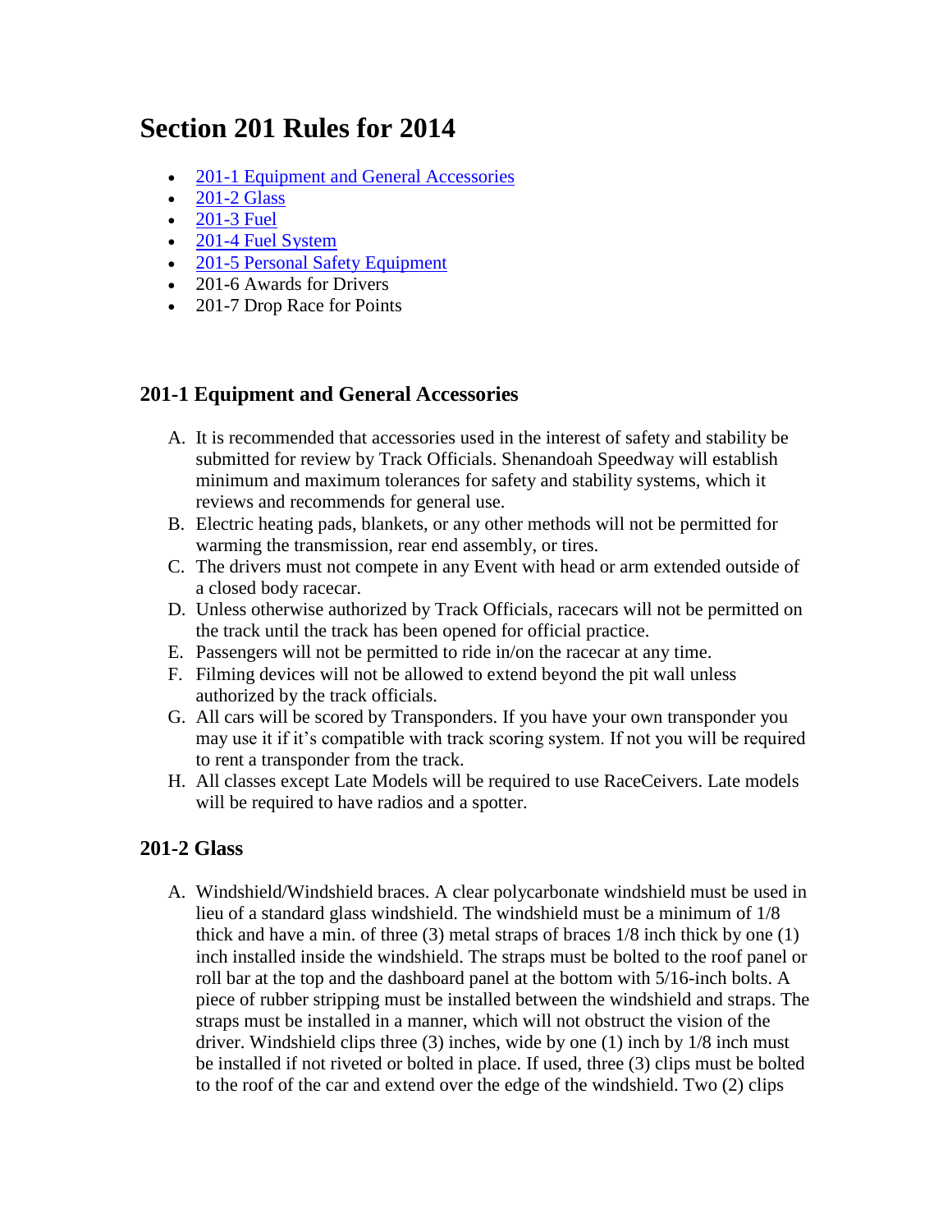# Section 201 Rules for 2014

- 201-1 Equipment and General Accessories
- 201-2 Glass
- 201-3 Fuel
- 201-4 Fuel System
- 201-5 Personal Safety Equipment
- 201-6 Awards for Drivers
- 201-7 Drop Race for Points

## 201-1 Equipment and General Accessories

A. It is recommended that accessories used in the interest of safety and stability be submitted for review by Track Officials. Shenandoah Speedway will establish minimum and maximum tolerances for safety and stability systems, which it reviews and recommends for general use.
B. Electric heating pads, blankets, or any other methods will not be permitted for warming the transmission, rear end assembly, or tires.
C. The drivers must not compete in any Event with head or arm extended outside of a closed body racecar.
D. Unless otherwise authorized by Track Officials, racecars will not be permitted on the track until the track has been opened for official practice.
E. Passengers will not be permitted to ride in/on the racecar at any time.
F. Filming devices will not be allowed to extend beyond the pit wall unless authorized by the track officials.
G. All cars will be scored by Transponders. If you have your own transponder you may use it if it's compatible with track scoring system. If not you will be required to rent a transponder from the track.
H. All classes except Late Models will be required to use RaceCeivers. Late models will be required to have radios and a spotter.

## 201-2 Glass

A. Windshield/Windshield braces. A clear polycarbonate windshield must be used in lieu of a standard glass windshield. The windshield must be a minimum of 1/8 thick and have a min. of three (3) metal straps of braces 1/8 inch thick by one (1) inch installed inside the windshield. The straps must be bolted to the roof panel or roll bar at the top and the dashboard panel at the bottom with 5/16-inch bolts. A piece of rubber stripping must be installed between the windshield and straps. The straps must be installed in a manner, which will not obstruct the vision of the driver. Windshield clips three (3) inches, wide by one (1) inch by 1/8 inch must be installed if not riveted or bolted in place. If used, three (3) clips must be bolted to the roof of the car and extend over the edge of the windshield. Two (2) clips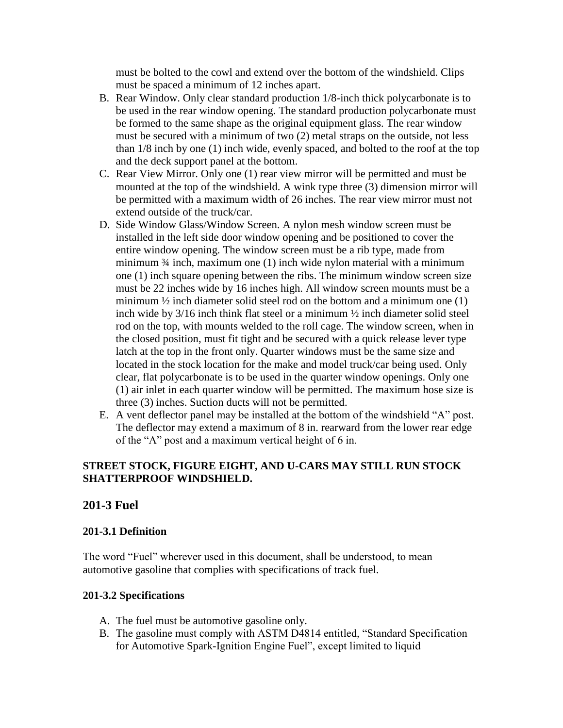must be bolted to the cowl and extend over the bottom of the windshield. Clips must be spaced a minimum of 12 inches apart.

B. Rear Window. Only clear standard production 1/8-inch thick polycarbonate is to be used in the rear window opening. The standard production polycarbonate must be formed to the same shape as the original equipment glass. The rear window must be secured with a minimum of two (2) metal straps on the outside, not less than 1/8 inch by one (1) inch wide, evenly spaced, and bolted to the roof at the top and the deck support panel at the bottom.
C. Rear View Mirror. Only one (1) rear view mirror will be permitted and must be mounted at the top of the windshield. A wink type three (3) dimension mirror will be permitted with a maximum width of 26 inches. The rear view mirror must not extend outside of the truck/car.
D. Side Window Glass/Window Screen. A nylon mesh window screen must be installed in the left side door window opening and be positioned to cover the entire window opening. The window screen must be a rib type, made from minimum ¾ inch, maximum one (1) inch wide nylon material with a minimum one (1) inch square opening between the ribs. The minimum window screen size must be 22 inches wide by 16 inches high. All window screen mounts must be a minimum ½ inch diameter solid steel rod on the bottom and a minimum one (1) inch wide by 3/16 inch think flat steel or a minimum ½ inch diameter solid steel rod on the top, with mounts welded to the roll cage. The window screen, when in the closed position, must fit tight and be secured with a quick release lever type latch at the top in the front only. Quarter windows must be the same size and located in the stock location for the make and model truck/car being used. Only clear, flat polycarbonate is to be used in the quarter window openings. Only one (1) air inlet in each quarter window will be permitted. The maximum hose size is three (3) inches. Suction ducts will not be permitted.
E. A vent deflector panel may be installed at the bottom of the windshield "A" post. The deflector may extend a maximum of 8 in. rearward from the lower rear edge of the "A" post and a maximum vertical height of 6 in.

**STREET STOCK, FIGURE EIGHT, AND U-CARS MAY STILL RUN STOCK SHATTERPROOF WINDSHIELD.**

## 201-3 Fuel

### 201-3.1 Definition

The word "Fuel" wherever used in this document, shall be understood, to mean automotive gasoline that complies with specifications of track fuel.

### 201-3.2 Specifications

A. The fuel must be automotive gasoline only.
B. The gasoline must comply with ASTM D4814 entitled, "Standard Specification for Automotive Spark-Ignition Engine Fuel", except limited to liquid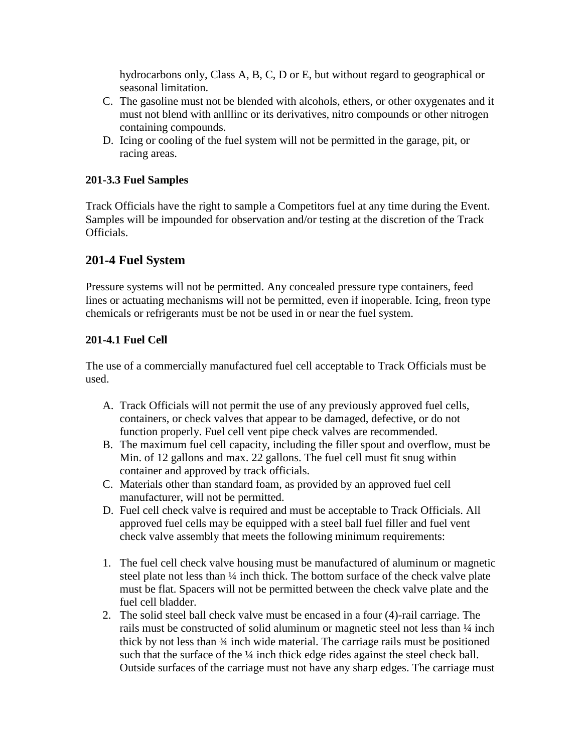hydrocarbons only, Class A, B, C, D or E, but without regard to geographical or seasonal limitation.

C. The gasoline must not be blended with alcohols, ethers, or other oxygenates and it must not blend with anlllinc or its derivatives, nitro compounds or other nitrogen containing compounds.
D. Icing or cooling of the fuel system will not be permitted in the garage, pit, or racing areas.

### 201-3.3 Fuel Samples

Track Officials have the right to sample a Competitors fuel at any time during the Event. Samples will be impounded for observation and/or testing at the discretion of the Track Officials.

## 201-4 Fuel System

Pressure systems will not be permitted. Any concealed pressure type containers, feed lines or actuating mechanisms will not be permitted, even if inoperable. Icing, freon type chemicals or refrigerants must be not be used in or near the fuel system.

### 201-4.1 Fuel Cell

The use of a commercially manufactured fuel cell acceptable to Track Officials must be used.

A. Track Officials will not permit the use of any previously approved fuel cells, containers, or check valves that appear to be damaged, defective, or do not function properly. Fuel cell vent pipe check valves are recommended.
B. The maximum fuel cell capacity, including the filler spout and overflow, must be Min. of 12 gallons and max. 22 gallons. The fuel cell must fit snug within container and approved by track officials.
C. Materials other than standard foam, as provided by an approved fuel cell manufacturer, will not be permitted.
D. Fuel cell check valve is required and must be acceptable to Track Officials. All approved fuel cells may be equipped with a steel ball fuel filler and fuel vent check valve assembly that meets the following minimum requirements:

1. The fuel cell check valve housing must be manufactured of aluminum or magnetic steel plate not less than ¼ inch thick. The bottom surface of the check valve plate must be flat. Spacers will not be permitted between the check valve plate and the fuel cell bladder.
2. The solid steel ball check valve must be encased in a four (4)-rail carriage. The rails must be constructed of solid aluminum or magnetic steel not less than ¼ inch thick by not less than ¾ inch wide material. The carriage rails must be positioned such that the surface of the ¼ inch thick edge rides against the steel check ball. Outside surfaces of the carriage must not have any sharp edges. The carriage must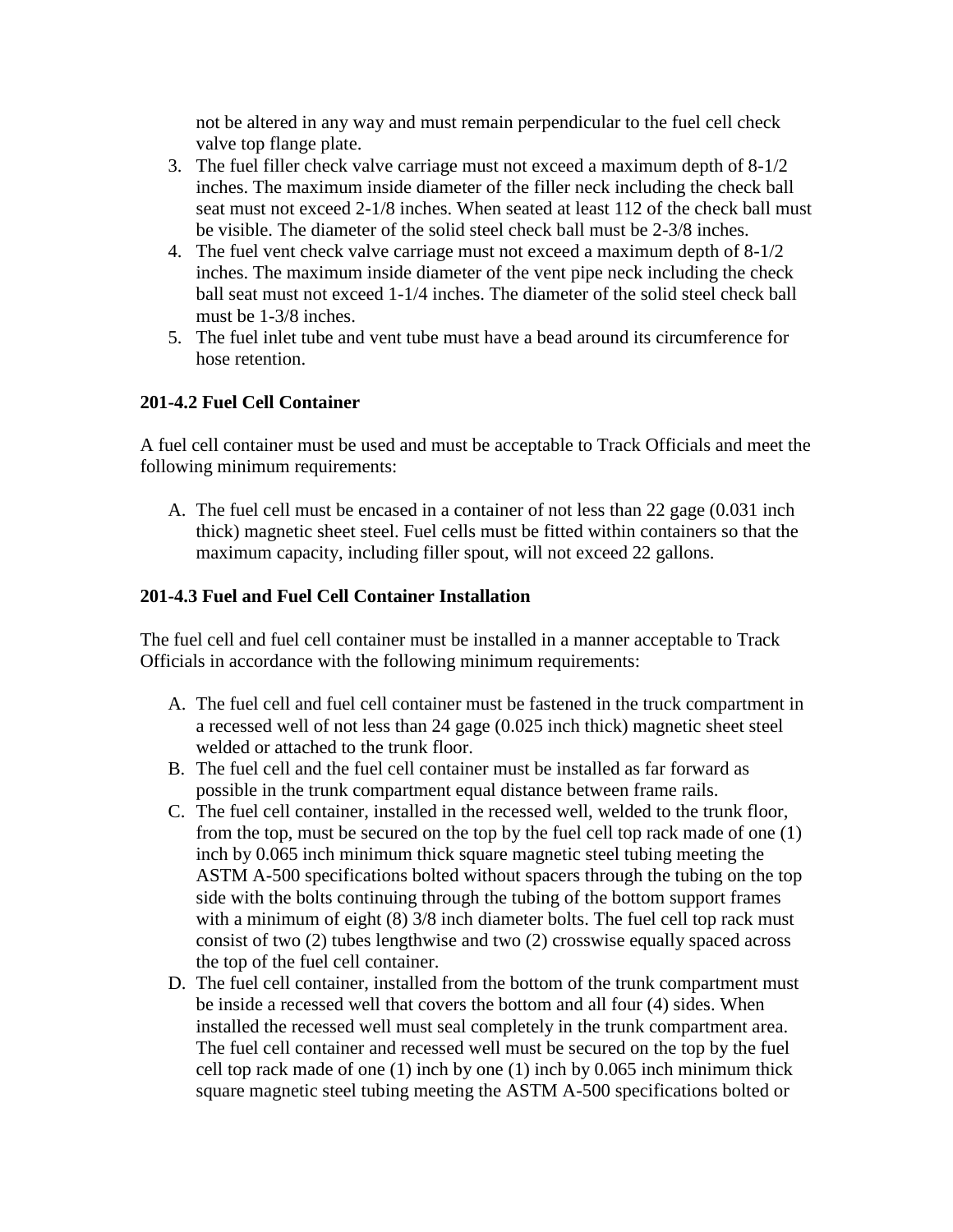not be altered in any way and must remain perpendicular to the fuel cell check valve top flange plate.

3. The fuel filler check valve carriage must not exceed a maximum depth of 8-1/2 inches. The maximum inside diameter of the filler neck including the check ball seat must not exceed 2-1/8 inches. When seated at least 112 of the check ball must be visible. The diameter of the solid steel check ball must be 2-3/8 inches.
4. The fuel vent check valve carriage must not exceed a maximum depth of 8-1/2 inches. The maximum inside diameter of the vent pipe neck including the check ball seat must not exceed 1-1/4 inches. The diameter of the solid steel check ball must be 1-3/8 inches.
5. The fuel inlet tube and vent tube must have a bead around its circumference for hose retention.

**201-4.2 Fuel Cell Container**

A fuel cell container must be used and must be acceptable to Track Officials and meet the following minimum requirements:

A. The fuel cell must be encased in a container of not less than 22 gage (0.031 inch thick) magnetic sheet steel. Fuel cells must be fitted within containers so that the maximum capacity, including filler spout, will not exceed 22 gallons.

**201-4.3 Fuel and Fuel Cell Container Installation**

The fuel cell and fuel cell container must be installed in a manner acceptable to Track Officials in accordance with the following minimum requirements:

A. The fuel cell and fuel cell container must be fastened in the truck compartment in a recessed well of not less than 24 gage (0.025 inch thick) magnetic sheet steel welded or attached to the trunk floor.
B. The fuel cell and the fuel cell container must be installed as far forward as possible in the trunk compartment equal distance between frame rails.
C. The fuel cell container, installed in the recessed well, welded to the trunk floor, from the top, must be secured on the top by the fuel cell top rack made of one (1) inch by 0.065 inch minimum thick square magnetic steel tubing meeting the ASTM A-500 specifications bolted without spacers through the tubing on the top side with the bolts continuing through the tubing of the bottom support frames with a minimum of eight (8) 3/8 inch diameter bolts. The fuel cell top rack must consist of two (2) tubes lengthwise and two (2) crosswise equally spaced across the top of the fuel cell container.
D. The fuel cell container, installed from the bottom of the trunk compartment must be inside a recessed well that covers the bottom and all four (4) sides. When installed the recessed well must seal completely in the trunk compartment area. The fuel cell container and recessed well must be secured on the top by the fuel cell top rack made of one (1) inch by one (1) inch by 0.065 inch minimum thick square magnetic steel tubing meeting the ASTM A-500 specifications bolted or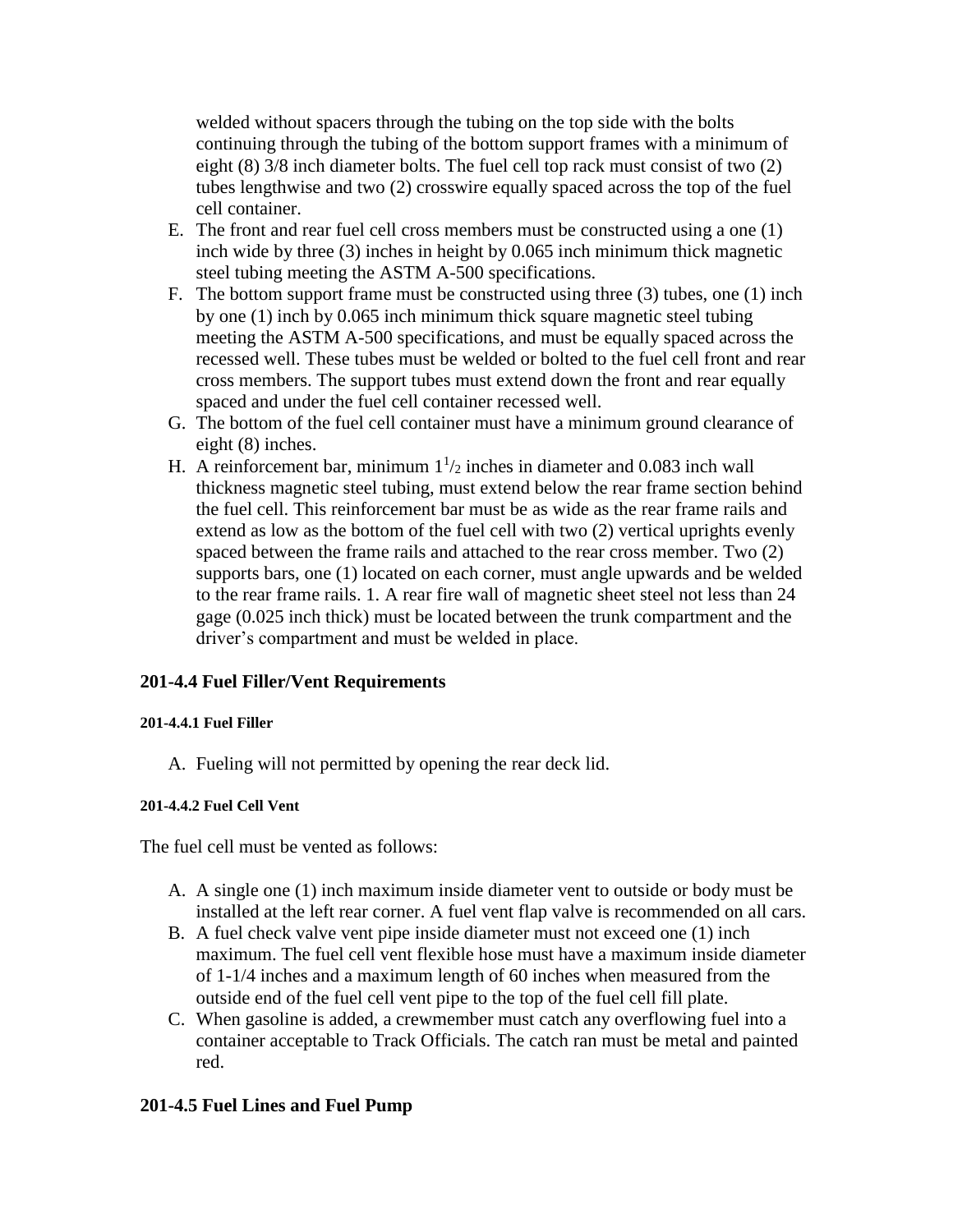welded without spacers through the tubing on the top side with the bolts continuing through the tubing of the bottom support frames with a minimum of eight (8) 3/8 inch diameter bolts. The fuel cell top rack must consist of two (2) tubes lengthwise and two (2) crosswire equally spaced across the top of the fuel cell container.

E. The front and rear fuel cell cross members must be constructed using a one (1) inch wide by three (3) inches in height by 0.065 inch minimum thick magnetic steel tubing meeting the ASTM A-500 specifications.
F. The bottom support frame must be constructed using three (3) tubes, one (1) inch by one (1) inch by 0.065 inch minimum thick square magnetic steel tubing meeting the ASTM A-500 specifications, and must be equally spaced across the recessed well. These tubes must be welded or bolted to the fuel cell front and rear cross members. The support tubes must extend down the front and rear equally spaced and under the fuel cell container recessed well.
G. The bottom of the fuel cell container must have a minimum ground clearance of eight (8) inches.
H. A reinforcement bar, minimum $1^1/_2$ inches in diameter and 0.083 inch wall thickness magnetic steel tubing, must extend below the rear frame section behind the fuel cell. This reinforcement bar must be as wide as the rear frame rails and extend as low as the bottom of the fuel cell with two (2) vertical uprights evenly spaced between the frame rails and attached to the rear cross member. Two (2) supports bars, one (1) located on each corner, must angle upwards and be welded to the rear frame rails. 1. A rear fire wall of magnetic sheet steel not less than 24 gage (0.025 inch thick) must be located between the trunk compartment and the driver's compartment and must be welded in place.

## 201-4.4 Fuel Filler/Vent Requirements

#### 201-4.4.1 Fuel Filler

A. Fueling will not permitted by opening the rear deck lid.

#### 201-4.4.2 Fuel Cell Vent

The fuel cell must be vented as follows:

A. A single one (1) inch maximum inside diameter vent to outside or body must be installed at the left rear corner. A fuel vent flap valve is recommended on all cars.
B. A fuel check valve vent pipe inside diameter must not exceed one (1) inch maximum. The fuel cell vent flexible hose must have a maximum inside diameter of 1-1/4 inches and a maximum length of 60 inches when measured from the outside end of the fuel cell vent pipe to the top of the fuel cell fill plate.
C. When gasoline is added, a crewmember must catch any overflowing fuel into a container acceptable to Track Officials. The catch ran must be metal and painted red.

## 201-4.5 Fuel Lines and Fuel Pump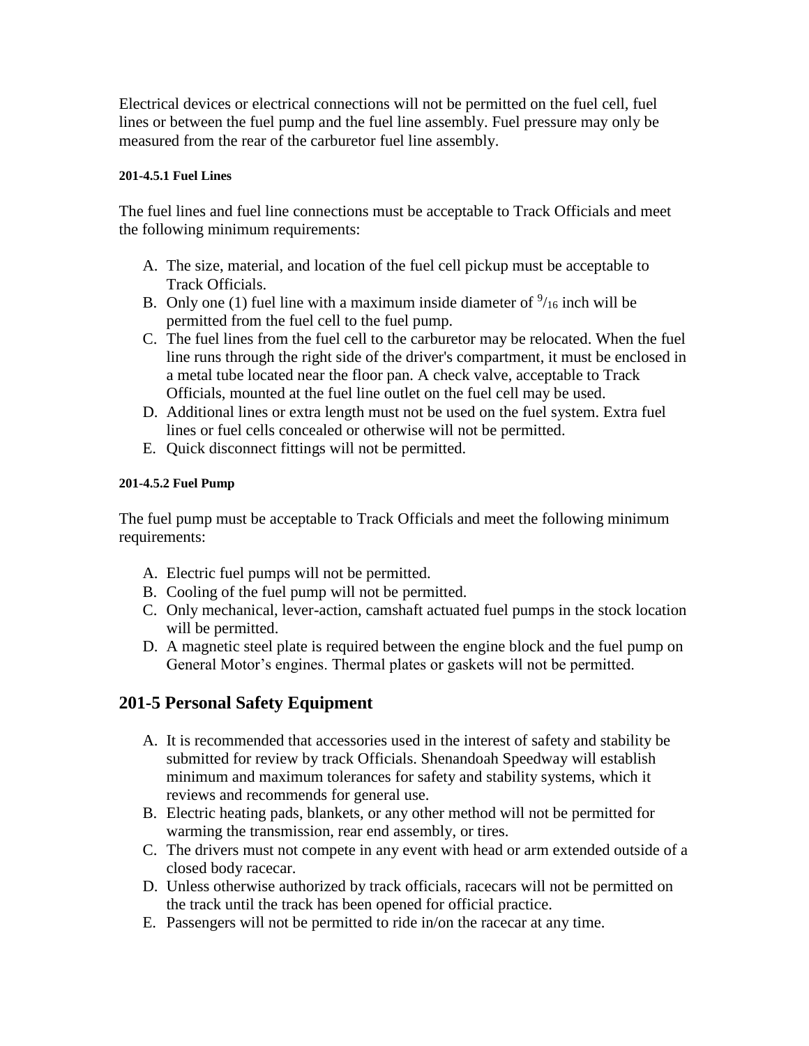Electrical devices or electrical connections will not be permitted on the fuel cell, fuel lines or between the fuel pump and the fuel line assembly. Fuel pressure may only be measured from the rear of the carburetor fuel line assembly.

#### 201-4.5.1 Fuel Lines

The fuel lines and fuel line connections must be acceptable to Track Officials and meet the following minimum requirements:

A. The size, material, and location of the fuel cell pickup must be acceptable to Track Officials.
B. Only one (1) fuel line with a maximum inside diameter of $^{9}/_{16}$ inch will be permitted from the fuel cell to the fuel pump.
C. The fuel lines from the fuel cell to the carburetor may be relocated. When the fuel line runs through the right side of the driver's compartment, it must be enclosed in a metal tube located near the floor pan. A check valve, acceptable to Track Officials, mounted at the fuel line outlet on the fuel cell may be used.
D. Additional lines or extra length must not be used on the fuel system. Extra fuel lines or fuel cells concealed or otherwise will not be permitted.
E. Quick disconnect fittings will not be permitted.

#### 201-4.5.2 Fuel Pump

The fuel pump must be acceptable to Track Officials and meet the following minimum requirements:

A. Electric fuel pumps will not be permitted.
B. Cooling of the fuel pump will not be permitted.
C. Only mechanical, lever-action, camshaft actuated fuel pumps in the stock location will be permitted.
D. A magnetic steel plate is required between the engine block and the fuel pump on General Motor's engines. Thermal plates or gaskets will not be permitted.

## 201-5 Personal Safety Equipment

A. It is recommended that accessories used in the interest of safety and stability be submitted for review by track Officials. Shenandoah Speedway will establish minimum and maximum tolerances for safety and stability systems, which it reviews and recommends for general use.
B. Electric heating pads, blankets, or any other method will not be permitted for warming the transmission, rear end assembly, or tires.
C. The drivers must not compete in any event with head or arm extended outside of a closed body racecar.
D. Unless otherwise authorized by track officials, racecars will not be permitted on the track until the track has been opened for official practice.
E. Passengers will not be permitted to ride in/on the racecar at any time.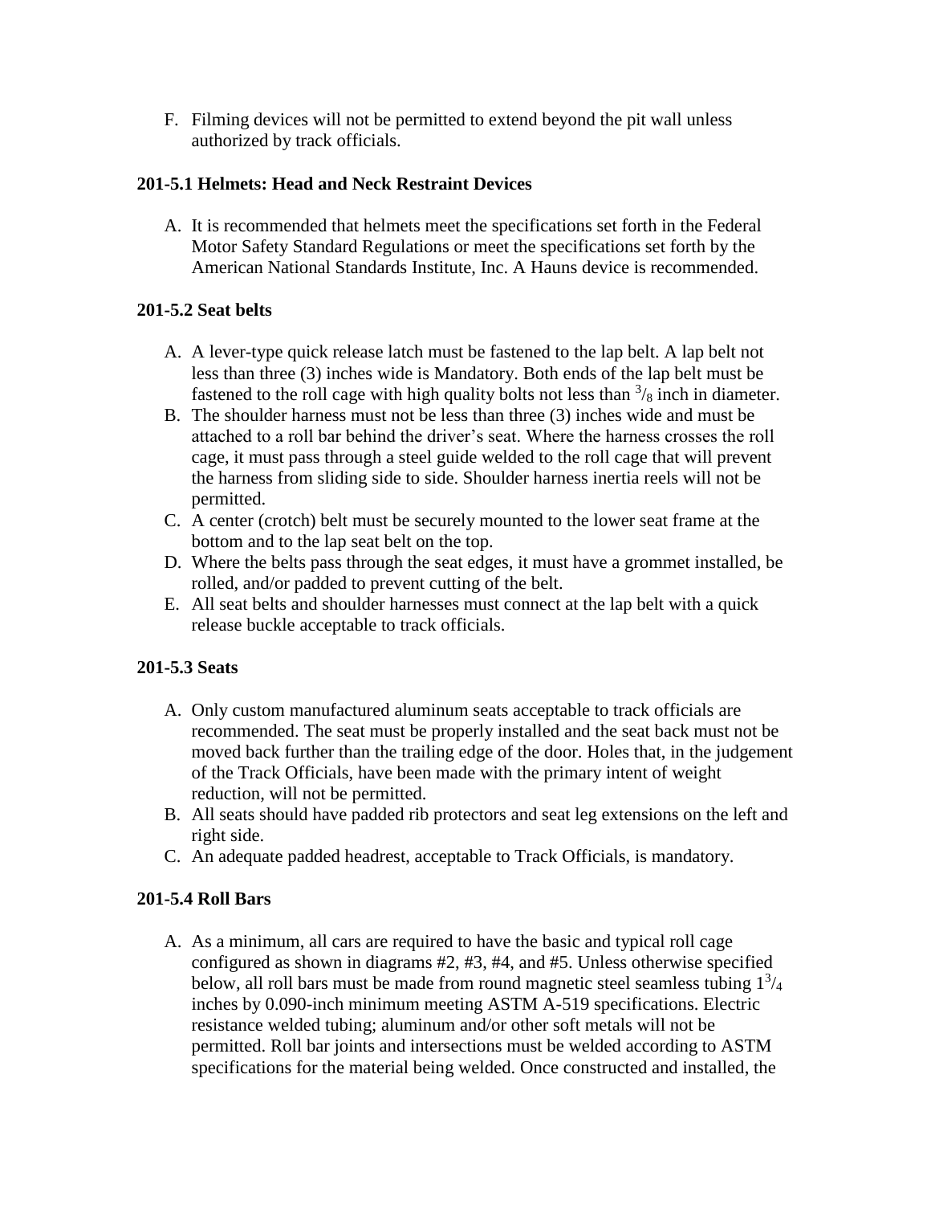F. Filming devices will not be permitted to extend beyond the pit wall unless authorized by track officials.

### 201-5.1 Helmets: Head and Neck Restraint Devices

A. It is recommended that helmets meet the specifications set forth in the Federal Motor Safety Standard Regulations or meet the specifications set forth by the American National Standards Institute, Inc. A Hauns device is recommended.

### 201-5.2 Seat belts

A. A lever-type quick release latch must be fastened to the lap belt. A lap belt not less than three (3) inches wide is Mandatory. Both ends of the lap belt must be fastened to the roll cage with high quality bolts not less than $^{3}/_{8}$ inch in diameter.
B. The shoulder harness must not be less than three (3) inches wide and must be attached to a roll bar behind the driver's seat. Where the harness crosses the roll cage, it must pass through a steel guide welded to the roll cage that will prevent the harness from sliding side to side. Shoulder harness inertia reels will not be permitted.
C. A center (crotch) belt must be securely mounted to the lower seat frame at the bottom and to the lap seat belt on the top.
D. Where the belts pass through the seat edges, it must have a grommet installed, be rolled, and/or padded to prevent cutting of the belt.
E. All seat belts and shoulder harnesses must connect at the lap belt with a quick release buckle acceptable to track officials.

### 201-5.3 Seats

A. Only custom manufactured aluminum seats acceptable to track officials are recommended. The seat must be properly installed and the seat back must not be moved back further than the trailing edge of the door. Holes that, in the judgement of the Track Officials, have been made with the primary intent of weight reduction, will not be permitted.
B. All seats should have padded rib protectors and seat leg extensions on the left and right side.
C. An adequate padded headrest, acceptable to Track Officials, is mandatory.

### 201-5.4 Roll Bars

A. As a minimum, all cars are required to have the basic and typical roll cage configured as shown in diagrams #2, #3, #4, and #5. Unless otherwise specified below, all roll bars must be made from round magnetic steel seamless tubing $1^{3}/_{4}$ inches by 0.090-inch minimum meeting ASTM A-519 specifications. Electric resistance welded tubing; aluminum and/or other soft metals will not be permitted. Roll bar joints and intersections must be welded according to ASTM specifications for the material being welded. Once constructed and installed, the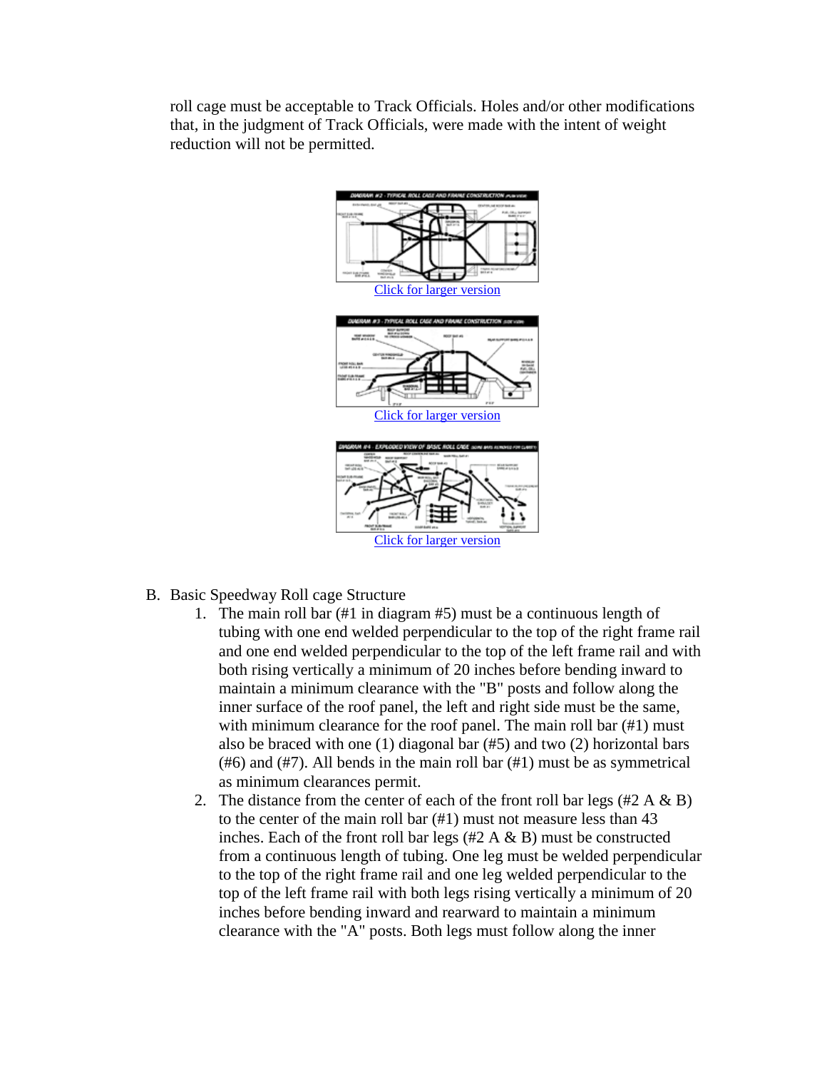roll cage must be acceptable to Track Officials. Holes and/or other modifications that, in the judgment of Track Officials, were made with the intent of weight reduction will not be permitted.

Click for larger version

Click for larger version

Click for larger version

B. Basic Speedway Roll cage Structure
   1. The main roll bar (#1 in diagram #5) must be a continuous length of tubing with one end welded perpendicular to the top of the right frame rail and one end welded perpendicular to the top of the left frame rail and with both rising vertically a minimum of 20 inches before bending inward to maintain a minimum clearance with the "B" posts and follow along the inner surface of the roof panel, the left and right side must be the same, with minimum clearance for the roof panel. The main roll bar (#1) must also be braced with one (1) diagonal bar (#5) and two (2) horizontal bars (#6) and (#7). All bends in the main roll bar (#1) must be as symmetrical as minimum clearances permit.
   2. The distance from the center of each of the front roll bar legs (#2 A & B) to the center of the main roll bar (#1) must not measure less than 43 inches. Each of the front roll bar legs (#2 A & B) must be constructed from a continuous length of tubing. One leg must be welded perpendicular to the top of the right frame rail and one leg welded perpendicular to the top of the left frame rail with both legs rising vertically a minimum of 20 inches before bending inward and rearward to maintain a minimum clearance with the "A" posts. Both legs must follow along the inner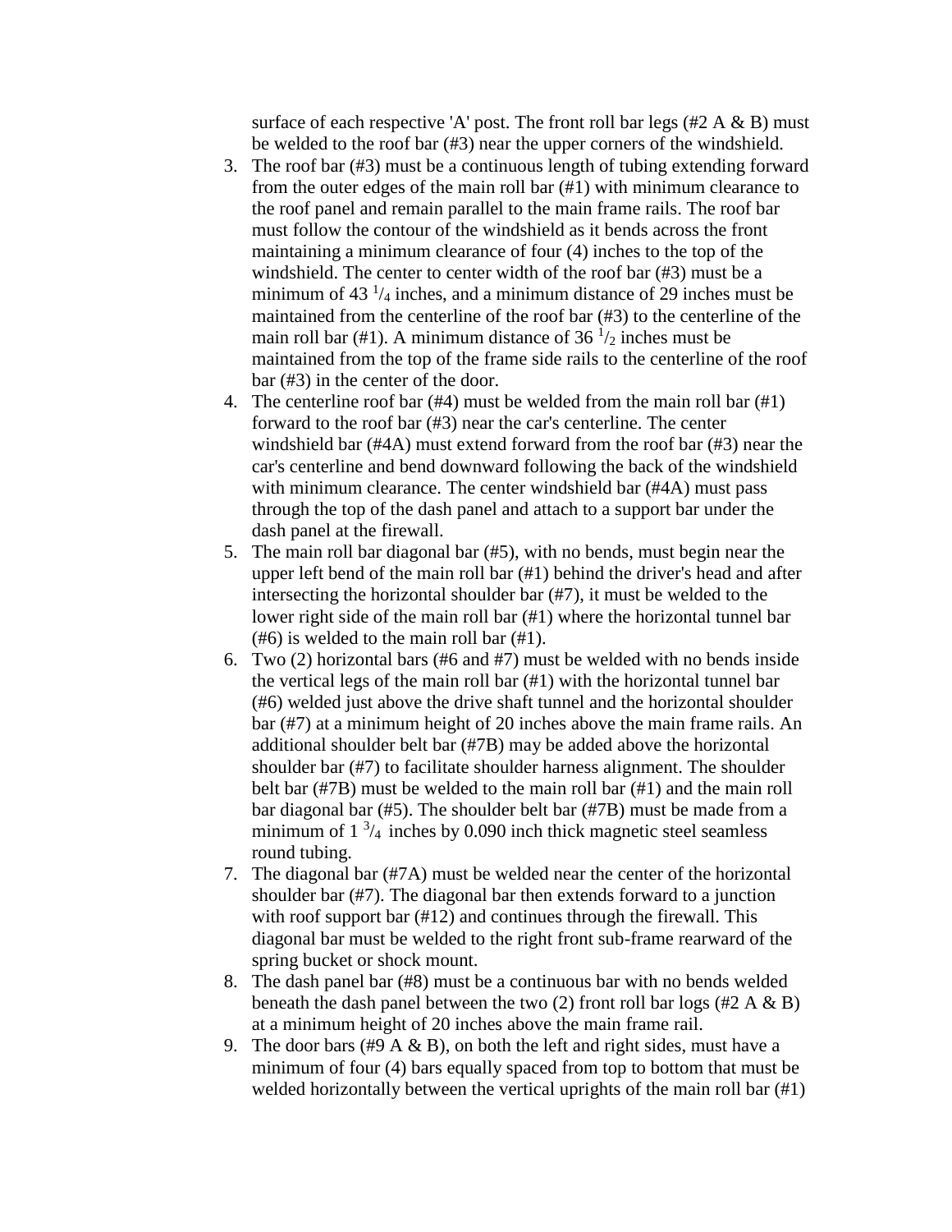surface of each respective 'A' post. The front roll bar legs (#2 A & B) must be welded to the roof bar (#3) near the upper corners of the windshield.

3. The roof bar (#3) must be a continuous length of tubing extending forward from the outer edges of the main roll bar (#1) with minimum clearance to the roof panel and remain parallel to the main frame rails. The roof bar must follow the contour of the windshield as it bends across the front maintaining a minimum clearance of four (4) inches to the top of the windshield. The center to center width of the roof bar (#3) must be a minimum of 43 $^{1}/_{4}$ inches, and a minimum distance of 29 inches must be maintained from the centerline of the roof bar (#3) to the centerline of the main roll bar (#1). A minimum distance of 36 $^{1}/_{2}$ inches must be maintained from the top of the frame side rails to the centerline of the roof bar (#3) in the center of the door.
4. The centerline roof bar (#4) must be welded from the main roll bar (#1) forward to the roof bar (#3) near the car's centerline. The center windshield bar (#4A) must extend forward from the roof bar (#3) near the car's centerline and bend downward following the back of the windshield with minimum clearance. The center windshield bar (#4A) must pass through the top of the dash panel and attach to a support bar under the dash panel at the firewall.
5. The main roll bar diagonal bar (#5), with no bends, must begin near the upper left bend of the main roll bar (#1) behind the driver's head and after intersecting the horizontal shoulder bar (#7), it must be welded to the lower right side of the main roll bar (#1) where the horizontal tunnel bar (#6) is welded to the main roll bar (#1).
6. Two (2) horizontal bars (#6 and #7) must be welded with no bends inside the vertical legs of the main roll bar (#1) with the horizontal tunnel bar (#6) welded just above the drive shaft tunnel and the horizontal shoulder bar (#7) at a minimum height of 20 inches above the main frame rails. An additional shoulder belt bar (#7B) may be added above the horizontal shoulder bar (#7) to facilitate shoulder harness alignment. The shoulder belt bar (#7B) must be welded to the main roll bar (#1) and the main roll bar diagonal bar (#5). The shoulder belt bar (#7B) must be made from a minimum of 1 $^{3}/_{4}$ inches by 0.090 inch thick magnetic steel seamless round tubing.
7. The diagonal bar (#7A) must be welded near the center of the horizontal shoulder bar (#7). The diagonal bar then extends forward to a junction with roof support bar (#12) and continues through the firewall. This diagonal bar must be welded to the right front sub-frame rearward of the spring bucket or shock mount.
8. The dash panel bar (#8) must be a continuous bar with no bends welded beneath the dash panel between the two (2) front roll bar logs (#2 A & B) at a minimum height of 20 inches above the main frame rail.
9. The door bars (#9 A & B), on both the left and right sides, must have a minimum of four (4) bars equally spaced from top to bottom that must be welded horizontally between the vertical uprights of the main roll bar (#1)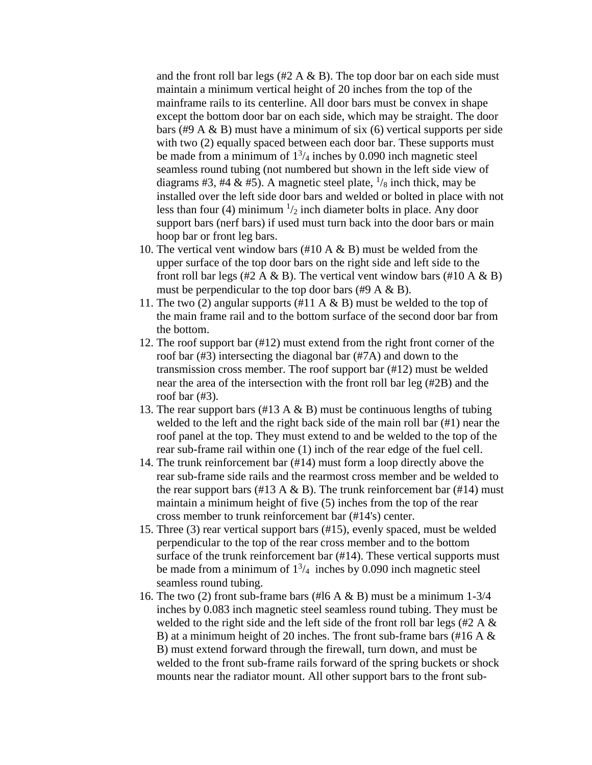and the front roll bar legs (#2 A & B). The top door bar on each side must maintain a minimum vertical height of 20 inches from the top of the mainframe rails to its centerline. All door bars must be convex in shape except the bottom door bar on each side, which may be straight. The door bars (#9 A & B) must have a minimum of six (6) vertical supports per side with two (2) equally spaced between each door bar. These supports must be made from a minimum of $1^{3}/_{4}$ inches by 0.090 inch magnetic steel seamless round tubing (not numbered but shown in the left side view of diagrams #3, #4 & #5). A magnetic steel plate, $^{1}/_{8}$ inch thick, may be installed over the left side door bars and welded or bolted in place with not less than four (4) minimum $^{1}/_{2}$ inch diameter bolts in place. Any door support bars (nerf bars) if used must turn back into the door bars or main hoop bar or front leg bars.

10. The vertical vent window bars (#10 A & B) must be welded from the upper surface of the top door bars on the right side and left side to the front roll bar legs (#2 A & B). The vertical vent window bars (#10 A & B) must be perpendicular to the top door bars (#9 A & B).
11. The two (2) angular supports (#11 A & B) must be welded to the top of the main frame rail and to the bottom surface of the second door bar from the bottom.
12. The roof support bar (#12) must extend from the right front corner of the roof bar (#3) intersecting the diagonal bar (#7A) and down to the transmission cross member. The roof support bar (#12) must be welded near the area of the intersection with the front roll bar leg (#2B) and the roof bar (#3).
13. The rear support bars (#13 A & B) must be continuous lengths of tubing welded to the left and the right back side of the main roll bar (#1) near the roof panel at the top. They must extend to and be welded to the top of the rear sub-frame rail within one (1) inch of the rear edge of the fuel cell.
14. The trunk reinforcement bar (#14) must form a loop directly above the rear sub-frame side rails and the rearmost cross member and be welded to the rear support bars (#13 A & B). The trunk reinforcement bar (#14) must maintain a minimum height of five (5) inches from the top of the rear cross member to trunk reinforcement bar (#14's) center.
15. Three (3) rear vertical support bars (#15), evenly spaced, must be welded perpendicular to the top of the rear cross member and to the bottom surface of the trunk reinforcement bar (#14). These vertical supports must be made from a minimum of $1^{3}/_{4}$ inches by 0.090 inch magnetic steel seamless round tubing.
16. The two (2) front sub-frame bars (#l6 A & B) must be a minimum 1-3/4 inches by 0.083 inch magnetic steel seamless round tubing. They must be welded to the right side and the left side of the front roll bar legs (#2 A & B) at a minimum height of 20 inches. The front sub-frame bars (#16 A & B) must extend forward through the firewall, turn down, and must be welded to the front sub-frame rails forward of the spring buckets or shock mounts near the radiator mount. All other support bars to the front sub-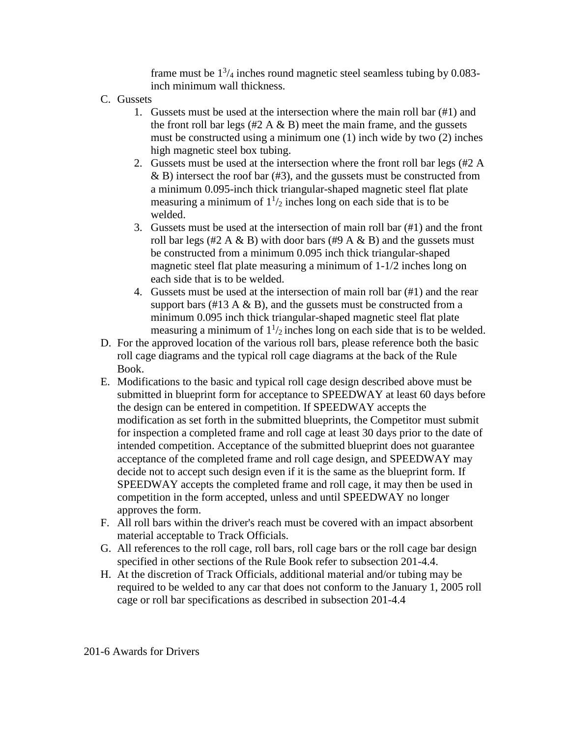frame must be $1^{3}/_{4}$ inches round magnetic steel seamless tubing by 0.083-inch minimum wall thickness.

C. Gussets

1. Gussets must be used at the intersection where the main roll bar (#1) and the front roll bar legs (#2 A & B) meet the main frame, and the gussets must be constructed using a minimum one (1) inch wide by two (2) inches high magnetic steel box tubing.
2. Gussets must be used at the intersection where the front roll bar legs (#2 A & B) intersect the roof bar (#3), and the gussets must be constructed from a minimum 0.095-inch thick triangular-shaped magnetic steel flat plate measuring a minimum of $1^{1}/_{2}$ inches long on each side that is to be welded.
3. Gussets must be used at the intersection of main roll bar (#1) and the front roll bar legs (#2 A & B) with door bars (#9 A & B) and the gussets must be constructed from a minimum 0.095 inch thick triangular-shaped magnetic steel flat plate measuring a minimum of 1-1/2 inches long on each side that is to be welded.
4. Gussets must be used at the intersection of main roll bar (#1) and the rear support bars (#13 A & B), and the gussets must be constructed from a minimum 0.095 inch thick triangular-shaped magnetic steel flat plate measuring a minimum of $1^{1}/_{2}$ inches long on each side that is to be welded.

D. For the approved location of the various roll bars, please reference both the basic roll cage diagrams and the typical roll cage diagrams at the back of the Rule Book.

E. Modifications to the basic and typical roll cage design described above must be submitted in blueprint form for acceptance to SPEEDWAY at least 60 days before the design can be entered in competition. If SPEEDWAY accepts the modification as set forth in the submitted blueprints, the Competitor must submit for inspection a completed frame and roll cage at least 30 days prior to the date of intended competition. Acceptance of the submitted blueprint does not guarantee acceptance of the completed frame and roll cage design, and SPEEDWAY may decide not to accept such design even if it is the same as the blueprint form. If SPEEDWAY accepts the completed frame and roll cage, it may then be used in competition in the form accepted, unless and until SPEEDWAY no longer approves the form.

F. All roll bars within the driver's reach must be covered with an impact absorbent material acceptable to Track Officials.

G. All references to the roll cage, roll bars, roll cage bars or the roll cage bar design specified in other sections of the Rule Book refer to subsection 201-4.4.

H. At the discretion of Track Officials, additional material and/or tubing may be required to be welded to any car that does not conform to the January 1, 2005 roll cage or roll bar specifications as described in subsection 201-4.4

201-6 Awards for Drivers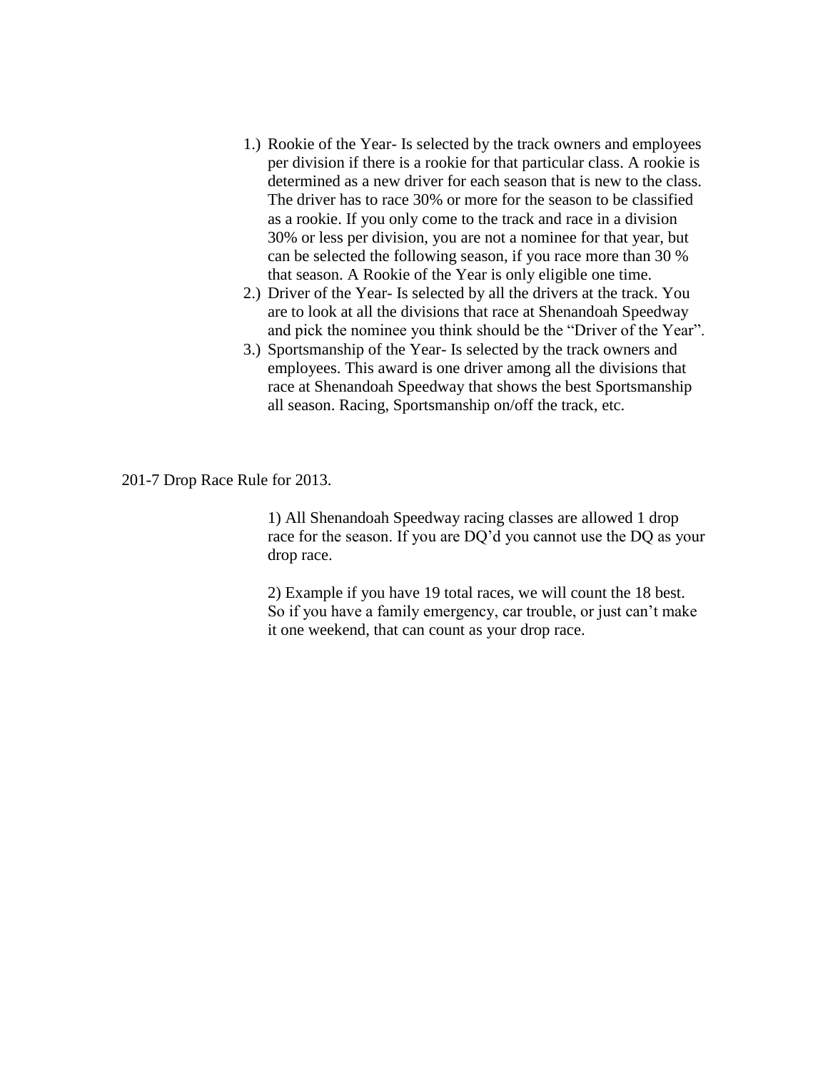1.) Rookie of the Year- Is selected by the track owners and employees per division if there is a rookie for that particular class. A rookie is determined as a new driver for each season that is new to the class. The driver has to race 30% or more for the season to be classified as a rookie. If you only come to the track and race in a division 30% or less per division, you are not a nominee for that year, but can be selected the following season, if you race more than 30 % that season. A Rookie of the Year is only eligible one time.

2.) Driver of the Year- Is selected by all the drivers at the track. You are to look at all the divisions that race at Shenandoah Speedway and pick the nominee you think should be the "Driver of the Year".

3.) Sportsmanship of the Year- Is selected by the track owners and employees. This award is one driver among all the divisions that race at Shenandoah Speedway that shows the best Sportsmanship all season. Racing, Sportsmanship on/off the track, etc.

201-7 Drop Race Rule for 2013.

1) All Shenandoah Speedway racing classes are allowed 1 drop race for the season. If you are DQ'd you cannot use the DQ as your drop race.

2) Example if you have 19 total races, we will count the 18 best. So if you have a family emergency, car trouble, or just can't make it one weekend, that can count as your drop race.